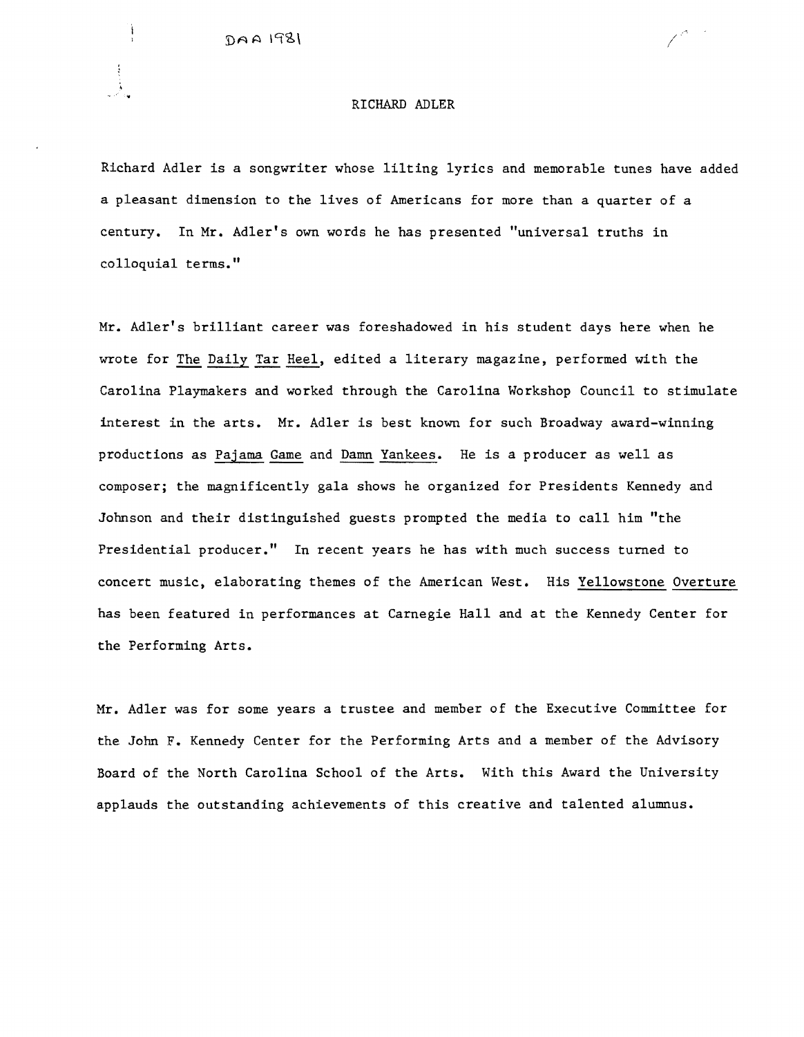DAA 1981

# RICHARD ADLER

Richard Adler is a songwriter whose lilting lyrics and memorable tunes have added a pleasant dimension to the lives of Americans for more than a quarter of a century. In Mr. Adler's own words he has presented "universal truths in colloquial terms."

Mr. Adler's brilliant career was foreshadowed in his student days here when he wrote for The Daily Tar Heel, edited a literary magazine, performed with the Carolina Playmakers and worked through the Carolina Workshop Council to stimulate interest in the arts. Mr. Adler is best known for such Broadway award-winning productions as Pajama Game and Damn Yankees. He is a producer as well as composer; the magnificently gala shows he organized for Presidents Kennedy and Johnson and their distinguished guests prompted the media to call him "the Presidential producer." In recent years he has with much success turned to concert music, elaborating themes of the American West. His Yellowstone Overture has been featured in performances at Carnegie Hall and at the Kennedy Center for the Performing Arts.

Mr. Adler was for some years a trustee and member of the Executive Committee for the John F. Kennedy Center for the Performing Arts and a member of the Advisory Board of the North Carolina School of the Arts. With this Award the University applauds the outstanding achievements of this creative and talented alumnus.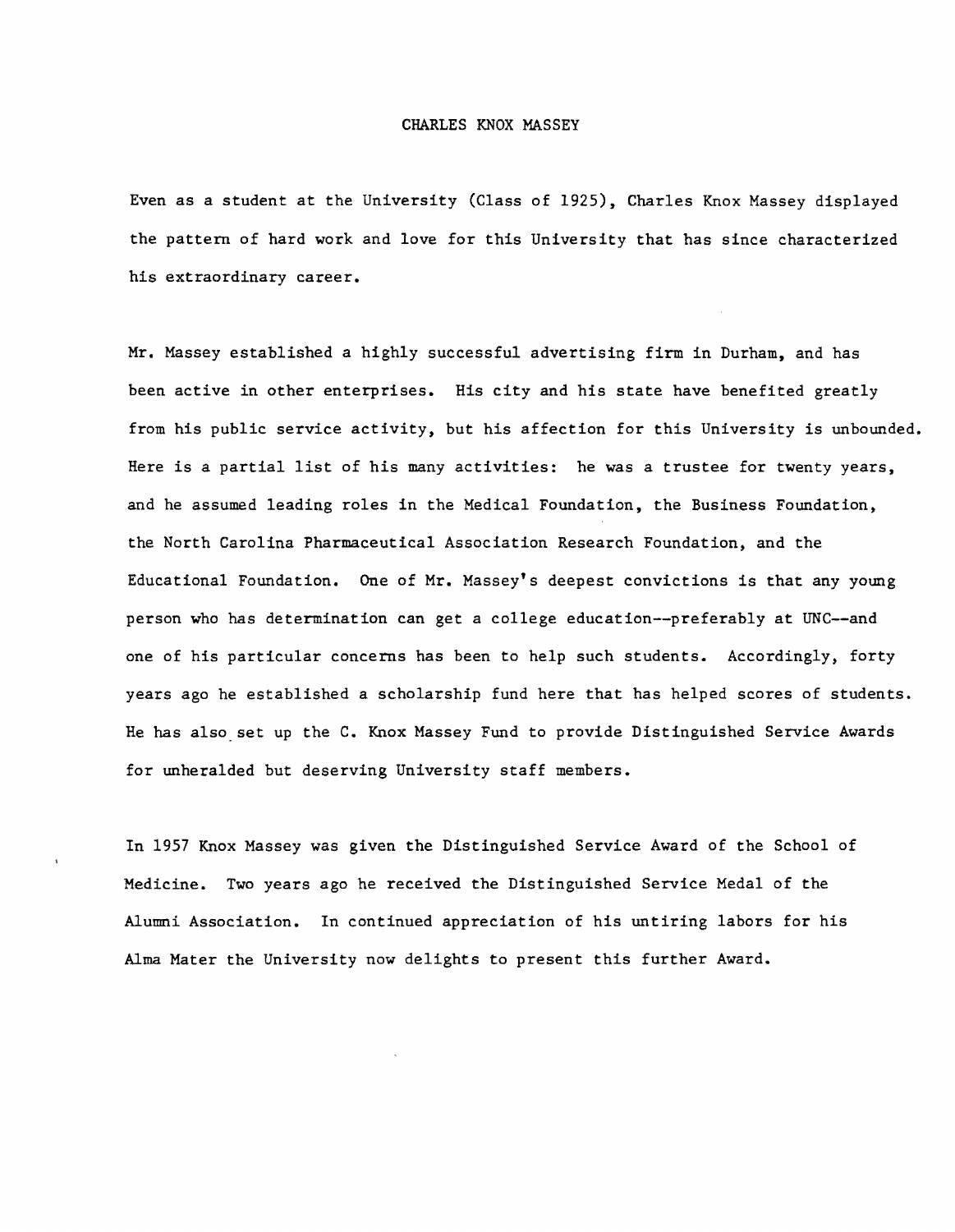# CHARLES KNOX MASSEY

Even as a student at the University (Class of 1925), Charles Knox Massey displayed the pattern of hard work and love for this University that has since characterized his extraordinary career.

Mr. Massey established a highly successful advertising firm in Durham, and has been active in other enterprises. His city and his state have benefited greatly from his public service activity, but his affection for this University is unbounded. Here is a partial list of his many activities: he was a trustee for twenty years, and he assumed leading roles in the Medical Foundation, the Business Foundation, the North Carolina Pharmaceutical Association Research Foundation, and the Educational Foundation. One of Mr. Massey's deepest convictions is that any young person who has determination can get a college education--preferably at UNC--and one of his particular concerns has been to help such students. Accordingly, forty years ago he established a scholarship fund here that has helped scores of students. He has also set up the C. Knox Massey Fund to provide Distinguished Service Awards for unheralded but deserving University staff members.

In 1957 Knox Massey was given the Distinguished Service Award of the School of Medicine. Two years ago he received the Distinguished Service Medal of the Alumni Association. In continued appreciation of his untiring labors for his Alma Mater the University now delights to present this further Award.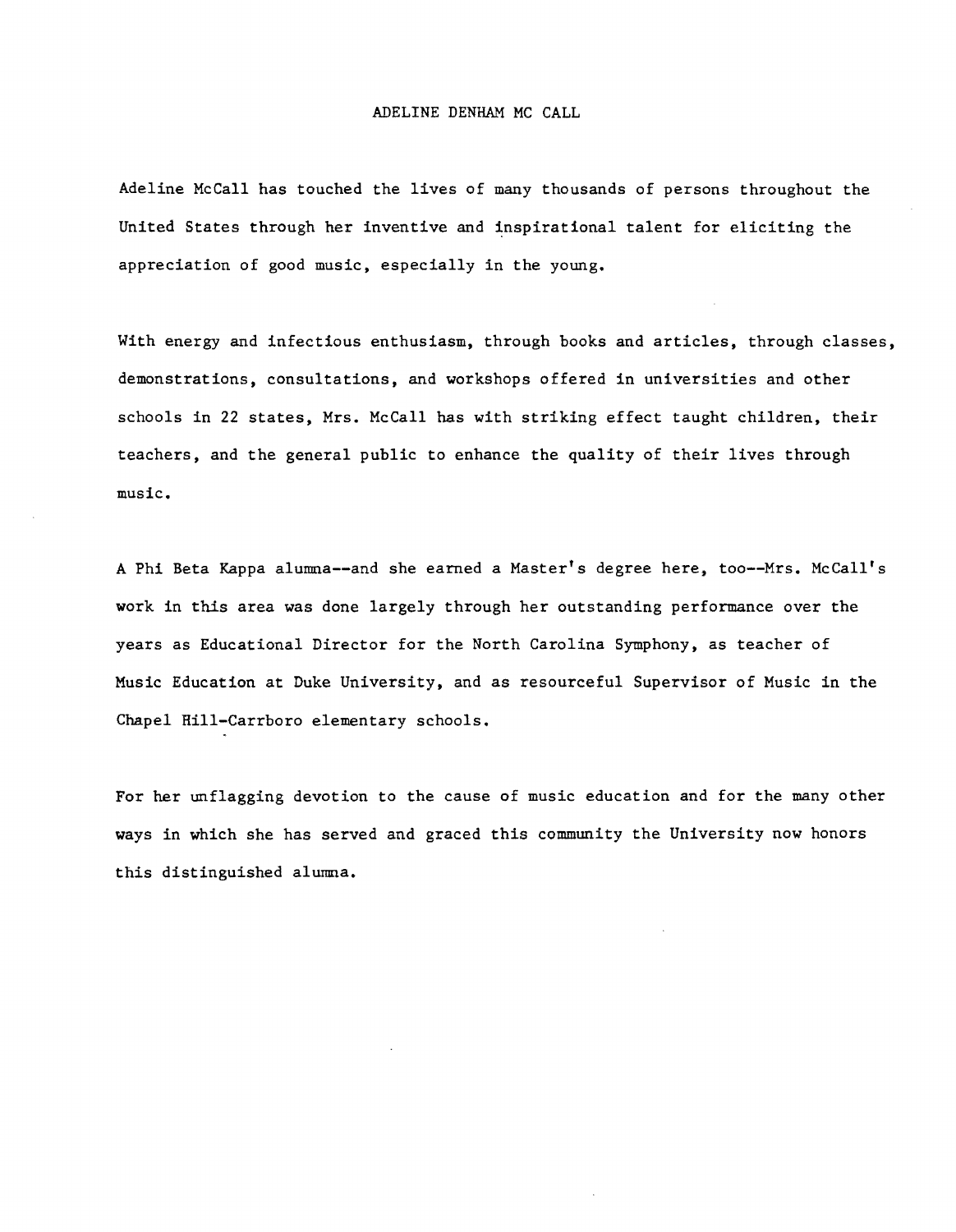# ADELINE DENHAM MC CALL

Adeline McCall has touched the lives of many thousands of persons throughout the United States through her inventive and inspirational talent for eliciting the appreciation of good music, especially in the young.

With energy and infectious enthusiasm, through books and articles, through classes, demonstrations, consultations, and workshops offered in universities and other schools in 22 states, Mrs. McCall has with striking effect taught children, their teachers, and the general public to enhance the quality of their lives through music.

A Phi Beta Kappa alumna--and she earned a Master's degree here, too--Mrs. McCall's work in this area was done largely through her outstanding performance over the years as Educational Director for the North Carolina Symphony, as teacher of Music Education at Duke University, and as resourceful Supervisor of Music in the Chapel Hill-Carrboro elementary schools.

For her unflagging devotion to the cause of music education and for the many other ways in which she has served and graced this community the University now honors this distinguished alumna.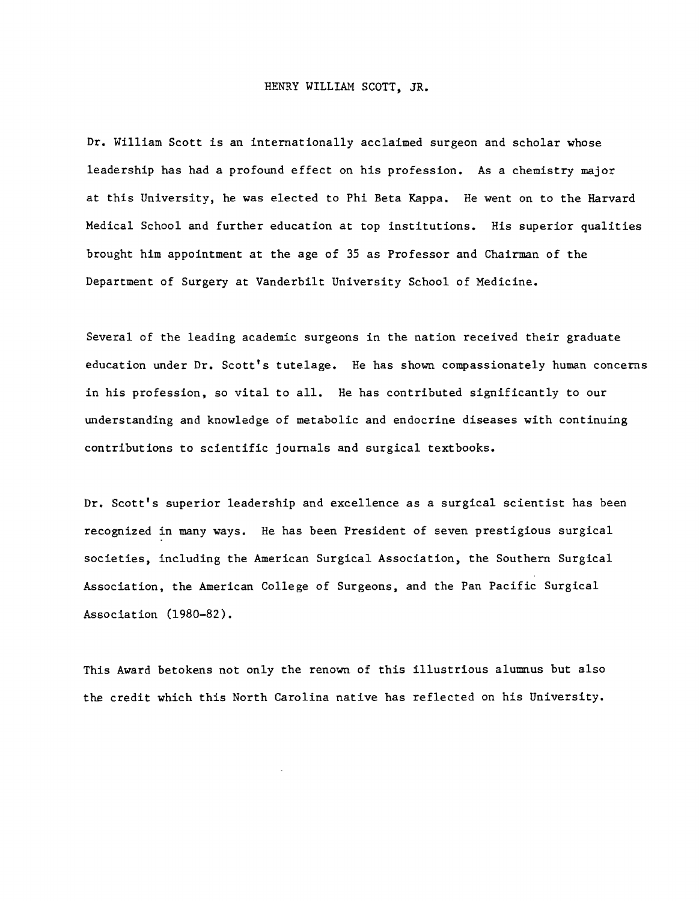# HENRY WILLIAM SCOTT, JR.

Dr. William Scott is an internationally acclaimed surgeon and scholar whose leadership has had a profound effect on his profession. As a chemistry major at this University, he was elected to Phi Beta Kappa. He went on to the Harvard Medical School and further education at top institutions. His superior qualities brought him appointment at the age of 35 as Professor and Chairman of the Department of Surgery at Vanderbilt University School of Medicine.

Several of the leading academic surgeons in the nation received their graduate education under Dr. Scott's tutelage. He has shown compassionately human concerns in his profession, so vital to all. He has contributed significantly to our understanding and knowledge of metabolic and endocrine diseases with continuing contributions to scientific journals and surgical textbooks.

Dr. Scott's superior leadership and excellence as a surgical scientist has been recognized in many ways. He has been President of seven prestigious surgical societies, including the American Surgical Association, the Southern Surgical Association, the American College of Surgeons, and the Pan Pacific Surgical Association (1980-82).

This Award betokens not only the renown of this illustrious alumnus but also the credit which this North Carolina native has reflected on his University.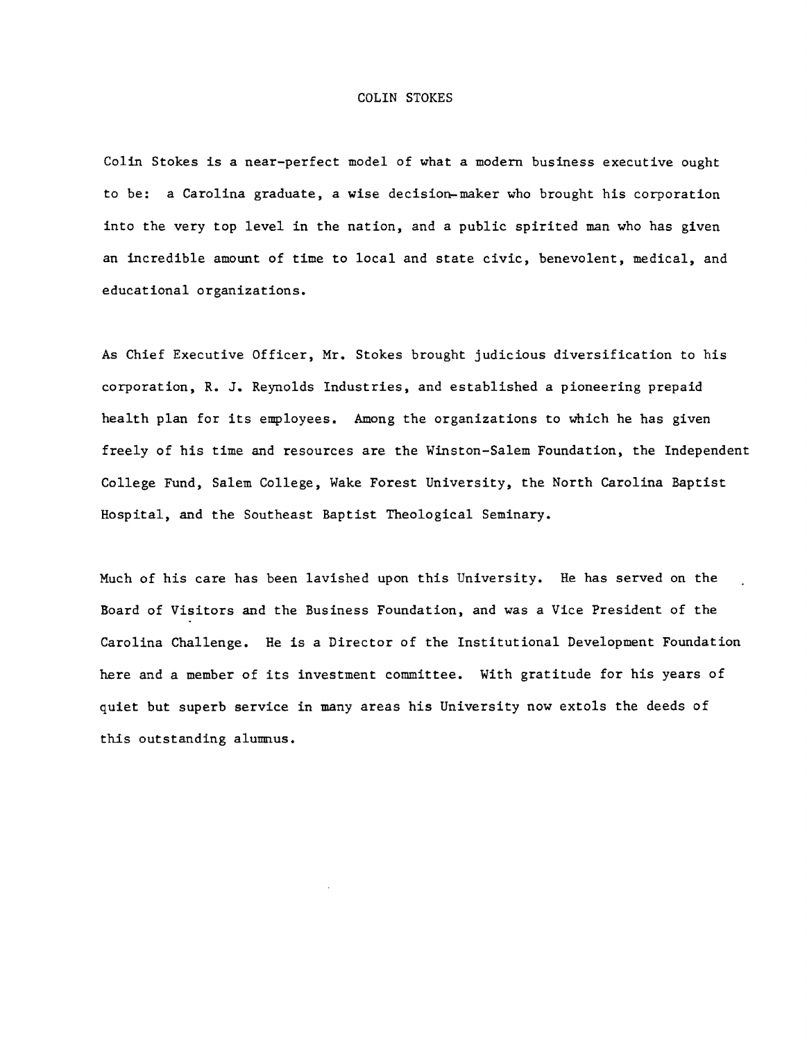# COLIN STOKES

Colin Stokes is a near-perfect model of what a modern business executive ought to be: a Carolina graduate, a wise decision-maker who brought his corporation into the very top level in the nation, and a public spirited man who has given an incredible amount of time to local and state civic, benevolent, medical, and educational organizations.

As Chief Executive Officer, Mr. Stokes brought judicious diversification to his corporation, R. J. Reynolds Industries, and established a pioneering prepaid health plan for its employees. Among the organizations to which he has given freely of his time and resources are the Winston-Salem Foundation, the Independent College Fund, Salem College, Wake Forest University, the North Carolina Baptist Hospital, and the Southeast Baptist Theological Seminary.

Much of his care has been lavished upon this University. He has served on the Board of Visitors and the Business Foundation, and was a Vice President of the Carolina Challenge. He is a Director of the Institutional Development Foundation here and a member of its investment committee. With gratitude for his years of quiet but superb service in many areas his University now extols the deeds of this outstanding alumnus.